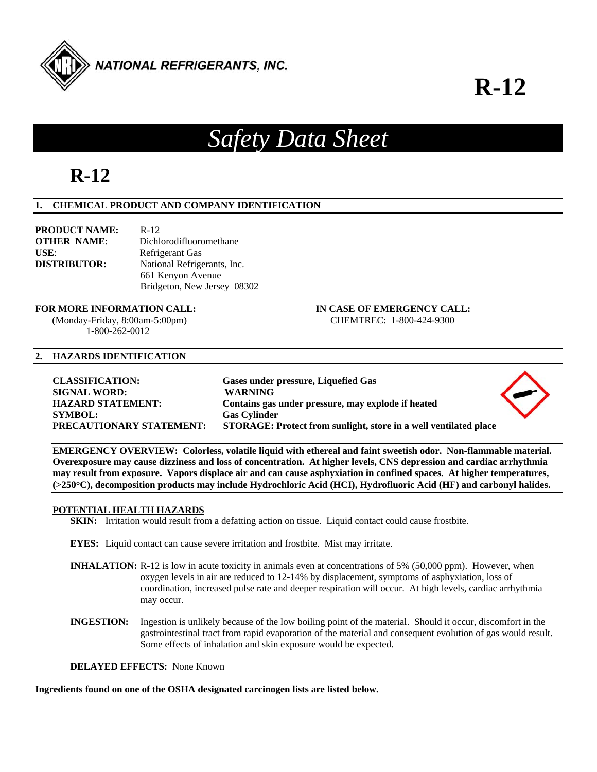NATIONAL REFRIGERANTS, INC.

# R-12

## *Safety Data Sheet*

# R-12

### 1. CHEMICAL PRODUCT AND COMPANY IDENTIFICATION

**PRODUCT NAME:** R-12
**OTHER NAME:** Dichlorodifluoromethane
**USE:** Refrigerant Gas
**DISTRIBUTOR:** National Refrigerants, Inc.
661 Kenyon Avenue
Bridgeton, New Jersey 08302

**FOR MORE INFORMATION CALL:**
(Monday-Friday, 8:00am-5:00pm)
1-800-262-0012

**IN CASE OF EMERGENCY CALL:**
CHEMTREC: 1-800-424-9300

### 2. HAZARDS IDENTIFICATION

**CLASSIFICATION:** **Gases under pressure, Liquefied Gas**
**SIGNAL WORD:** **WARNING**
**HAZARD STATEMENT:** **Contains gas under pressure, may explode if heated**
**SYMBOL:** **Gas Cylinder**
**PRECAUTIONARY STATEMENT:** **STORAGE: Protect from sunlight, store in a well ventilated place**

**EMERGENCY OVERVIEW: Colorless, volatile liquid with ethereal and faint sweetish odor. Non-flammable material. Overexposure may cause dizziness and loss of concentration. At higher levels, CNS depression and cardiac arrhythmia may result from exposure. Vapors displace air and can cause asphyxiation in confined spaces. At higher temperatures, (>250°C), decomposition products may include Hydrochloric Acid (HCI), Hydrofluoric Acid (HF) and carbonyl halides.**

**POTENTIAL HEALTH HAZARDS**

**SKIN:** Irritation would result from a defatting action on tissue. Liquid contact could cause frostbite.

**EYES:** Liquid contact can cause severe irritation and frostbite. Mist may irritate.

**INHALATION:** R-12 is low in acute toxicity in animals even at concentrations of 5% (50,000 ppm). However, when oxygen levels in air are reduced to 12-14% by displacement, symptoms of asphyxiation, loss of coordination, increased pulse rate and deeper respiration will occur. At high levels, cardiac arrhythmia may occur.

**INGESTION:** Ingestion is unlikely because of the low boiling point of the material. Should it occur, discomfort in the gastrointestinal tract from rapid evaporation of the material and consequent evolution of gas would result. Some effects of inhalation and skin exposure would be expected.

**DELAYED EFFECTS:** None Known

**Ingredients found on one of the OSHA designated carcinogen lists are listed below.**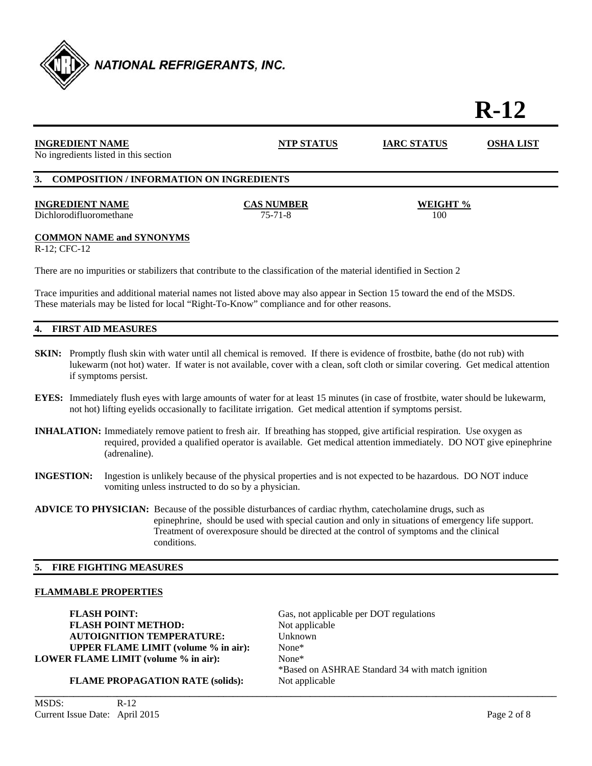# R-12

| INGREDIENT NAME | NTP STATUS | IARC STATUS | OSHA LIST |
|---|---|---|---|
| No ingredients listed in this section | | | |

## 3. COMPOSITION / INFORMATION ON INGREDIENTS

| INGREDIENT NAME | CAS NUMBER | WEIGHT % |
|---|---|---|
| Dichlorodifluoromethane | 75-71-8 | 100 |

**COMMON NAME and SYNONYMS**

R-12; CFC-12

There are no impurities or stabilizers that contribute to the classification of the material identified in Section 2

Trace impurities and additional material names not listed above may also appear in Section 15 toward the end of the MSDS. These materials may be listed for local "Right-To-Know" compliance and for other reasons.

## 4. FIRST AID MEASURES

**SKIN:** Promptly flush skin with water until all chemical is removed. If there is evidence of frostbite, bathe (do not rub) with lukewarm (not hot) water. If water is not available, cover with a clean, soft cloth or similar covering. Get medical attention if symptoms persist.

**EYES:** Immediately flush eyes with large amounts of water for at least 15 minutes (in case of frostbite, water should be lukewarm, not hot) lifting eyelids occasionally to facilitate irrigation. Get medical attention if symptoms persist.

**INHALATION:** Immediately remove patient to fresh air. If breathing has stopped, give artificial respiration. Use oxygen as required, provided a qualified operator is available. Get medical attention immediately. DO NOT give epinephrine (adrenaline).

**INGESTION:** Ingestion is unlikely because of the physical properties and is not expected to be hazardous. DO NOT induce vomiting unless instructed to do so by a physician.

**ADVICE TO PHYSICIAN:** Because of the possible disturbances of cardiac rhythm, catecholamine drugs, such as epinephrine, should be used with special caution and only in situations of emergency life support. Treatment of overexposure should be directed at the control of symptoms and the clinical conditions.

## 5. FIRE FIGHTING MEASURES

**FLAMMABLE PROPERTIES**

| | |
|---|---|
| **FLASH POINT:** | Gas, not applicable per DOT regulations |
| **FLASH POINT METHOD:** | Not applicable |
| **AUTOIGNITION TEMPERATURE:** | Unknown |
| **UPPER FLAME LIMIT (volume % in air):** | None* |
| **LOWER FLAME LIMIT (volume % in air):** | None* |
| | *Based on ASHRAE Standard 34 with match ignition |
| **FLAME PROPAGATION RATE (solids):** | Not applicable |

MSDS: R-12
Current Issue Date: April 2015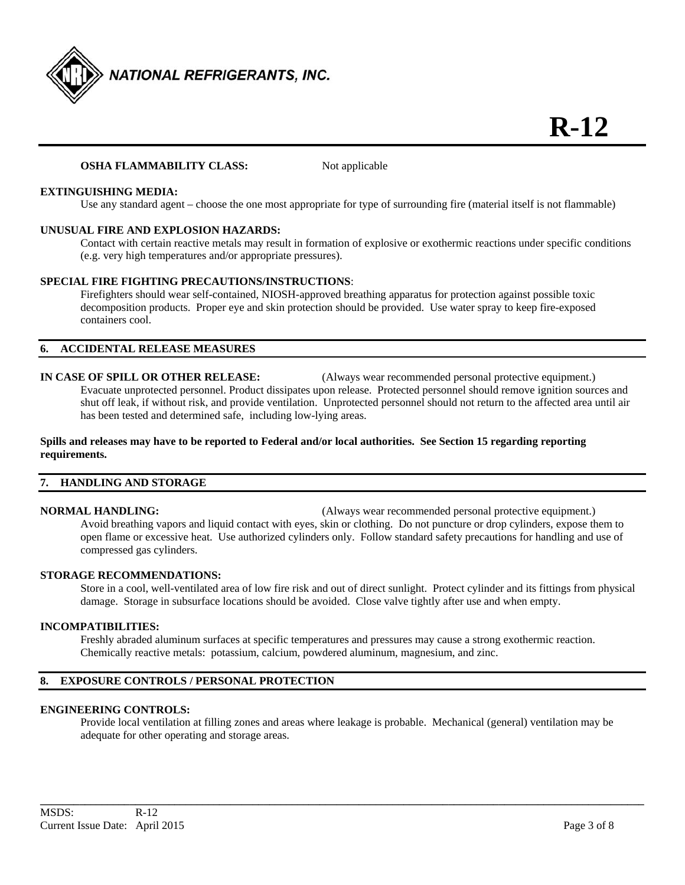**OSHA FLAMMABILITY CLASS:** Not applicable

**EXTINGUISHING MEDIA:**

Use any standard agent – choose the one most appropriate for type of surrounding fire (material itself is not flammable)

**UNUSUAL FIRE AND EXPLOSION HAZARDS:**

Contact with certain reactive metals may result in formation of explosive or exothermic reactions under specific conditions (e.g. very high temperatures and/or appropriate pressures).

**SPECIAL FIRE FIGHTING PRECAUTIONS/INSTRUCTIONS**:

Firefighters should wear self-contained, NIOSH-approved breathing apparatus for protection against possible toxic decomposition products. Proper eye and skin protection should be provided. Use water spray to keep fire-exposed containers cool.

## 6. ACCIDENTAL RELEASE MEASURES

**IN CASE OF SPILL OR OTHER RELEASE:** (Always wear recommended personal protective equipment.)

Evacuate unprotected personnel. Product dissipates upon release. Protected personnel should remove ignition sources and shut off leak, if without risk, and provide ventilation. Unprotected personnel should not return to the affected area until air has been tested and determined safe, including low-lying areas.

**Spills and releases may have to be reported to Federal and/or local authorities. See Section 15 regarding reporting requirements.**

## 7. HANDLING AND STORAGE

**NORMAL HANDLING:** (Always wear recommended personal protective equipment.)

Avoid breathing vapors and liquid contact with eyes, skin or clothing. Do not puncture or drop cylinders, expose them to open flame or excessive heat. Use authorized cylinders only. Follow standard safety precautions for handling and use of compressed gas cylinders.

**STORAGE RECOMMENDATIONS:**

Store in a cool, well-ventilated area of low fire risk and out of direct sunlight. Protect cylinder and its fittings from physical damage. Storage in subsurface locations should be avoided. Close valve tightly after use and when empty.

**INCOMPATIBILITIES:**

Freshly abraded aluminum surfaces at specific temperatures and pressures may cause a strong exothermic reaction. Chemically reactive metals: potassium, calcium, powdered aluminum, magnesium, and zinc.

## 8. EXPOSURE CONTROLS / PERSONAL PROTECTION

**ENGINEERING CONTROLS:**

Provide local ventilation at filling zones and areas where leakage is probable. Mechanical (general) ventilation may be adequate for other operating and storage areas.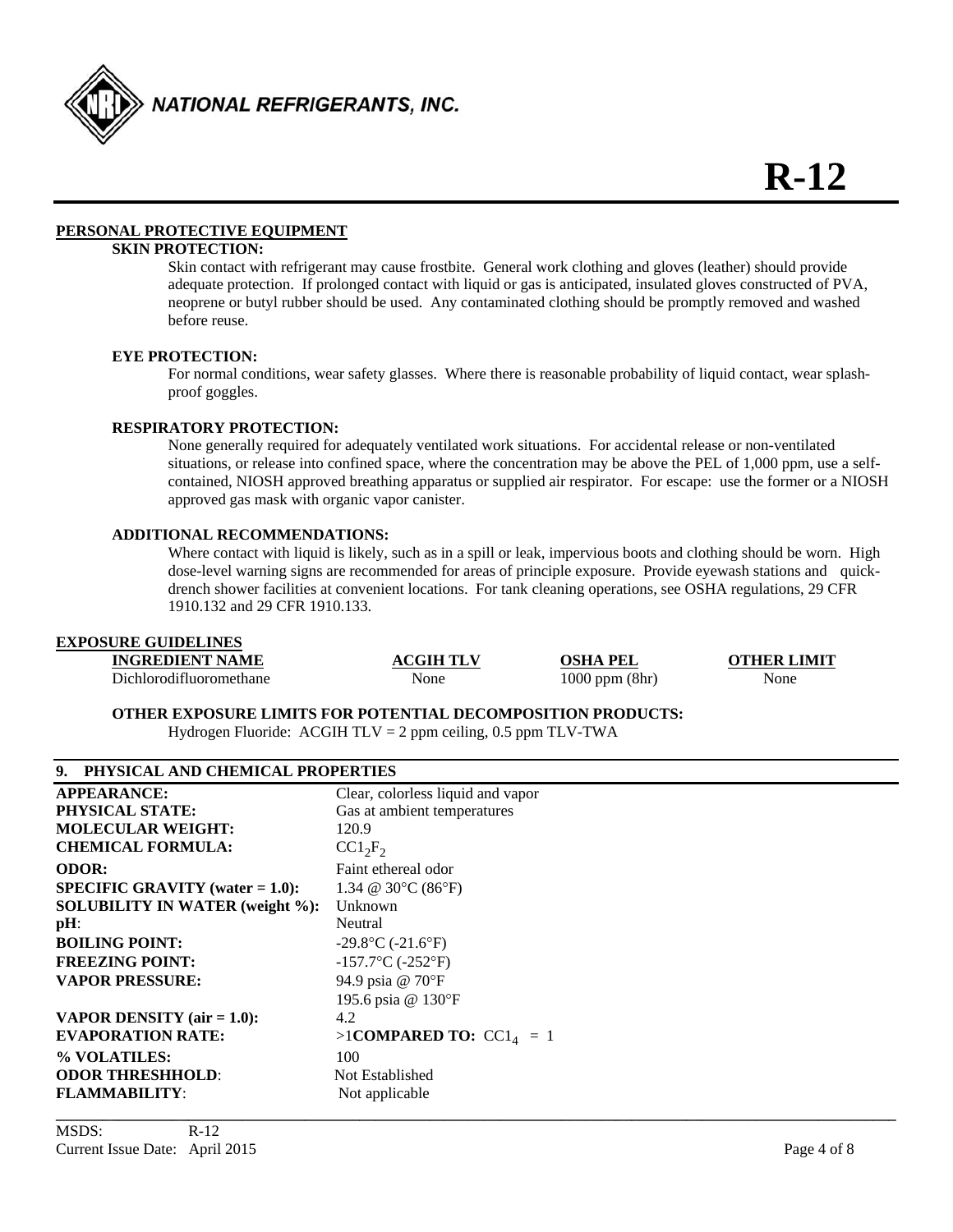## PERSONAL PROTECTIVE EQUIPMENT

### SKIN PROTECTION:

Skin contact with refrigerant may cause frostbite. General work clothing and gloves (leather) should provide adequate protection. If prolonged contact with liquid or gas is anticipated, insulated gloves constructed of PVA, neoprene or butyl rubber should be used. Any contaminated clothing should be promptly removed and washed before reuse.

### EYE PROTECTION:

For normal conditions, wear safety glasses. Where there is reasonable probability of liquid contact, wear splash-proof goggles.

### RESPIRATORY PROTECTION:

None generally required for adequately ventilated work situations. For accidental release or non-ventilated situations, or release into confined space, where the concentration may be above the PEL of 1,000 ppm, use a self-contained, NIOSH approved breathing apparatus or supplied air respirator. For escape: use the former or a NIOSH approved gas mask with organic vapor canister.

### ADDITIONAL RECOMMENDATIONS:

Where contact with liquid is likely, such as in a spill or leak, impervious boots and clothing should be worn. High dose-level warning signs are recommended for areas of principle exposure. Provide eyewash stations and quick-drench shower facilities at convenient locations. For tank cleaning operations, see OSHA regulations, 29 CFR 1910.132 and 29 CFR 1910.133.

## EXPOSURE GUIDELINES

| INGREDIENT NAME | ACGIH TLV | OSHA PEL | OTHER LIMIT |
|---|---|---|---|
| Dichlorodifluoromethane | None | 1000 ppm (8hr) | None |

### OTHER EXPOSURE LIMITS FOR POTENTIAL DECOMPOSITION PRODUCTS:

Hydrogen Fluoride: ACGIH TLV = 2 ppm ceiling, 0.5 ppm TLV-TWA

## 9. PHYSICAL AND CHEMICAL PROPERTIES

| | |
|---|---|
| **APPEARANCE:** | Clear, colorless liquid and vapor |
| **PHYSICAL STATE:** | Gas at ambient temperatures |
| **MOLECULAR WEIGHT:** | 120.9 |
| **CHEMICAL FORMULA:** | $CCl_2F_2$ |
| **ODOR:** | Faint ethereal odor |
| **SPECIFIC GRAVITY (water = 1.0):** | 1.34 @ 30°C (86°F) |
| **SOLUBILITY IN WATER (weight %):** | Unknown |
| **pH:** | Neutral |
| **BOILING POINT:** | -29.8°C (-21.6°F) |
| **FREEZING POINT:** | -157.7°C (-252°F) |
| **VAPOR PRESSURE:** | 94.9 psia @ 70°F<br>195.6 psia @ 130°F |
| **VAPOR DENSITY (air = 1.0):** | 4.2 |
| **EVAPORATION RATE:** | >1 **COMPARED TO:** $CCl_4$ = 1 |
| **% VOLATILES:** | 100 |
| **ODOR THRESHHOLD:** | Not Established |
| **FLAMMABILITY:** | Not applicable |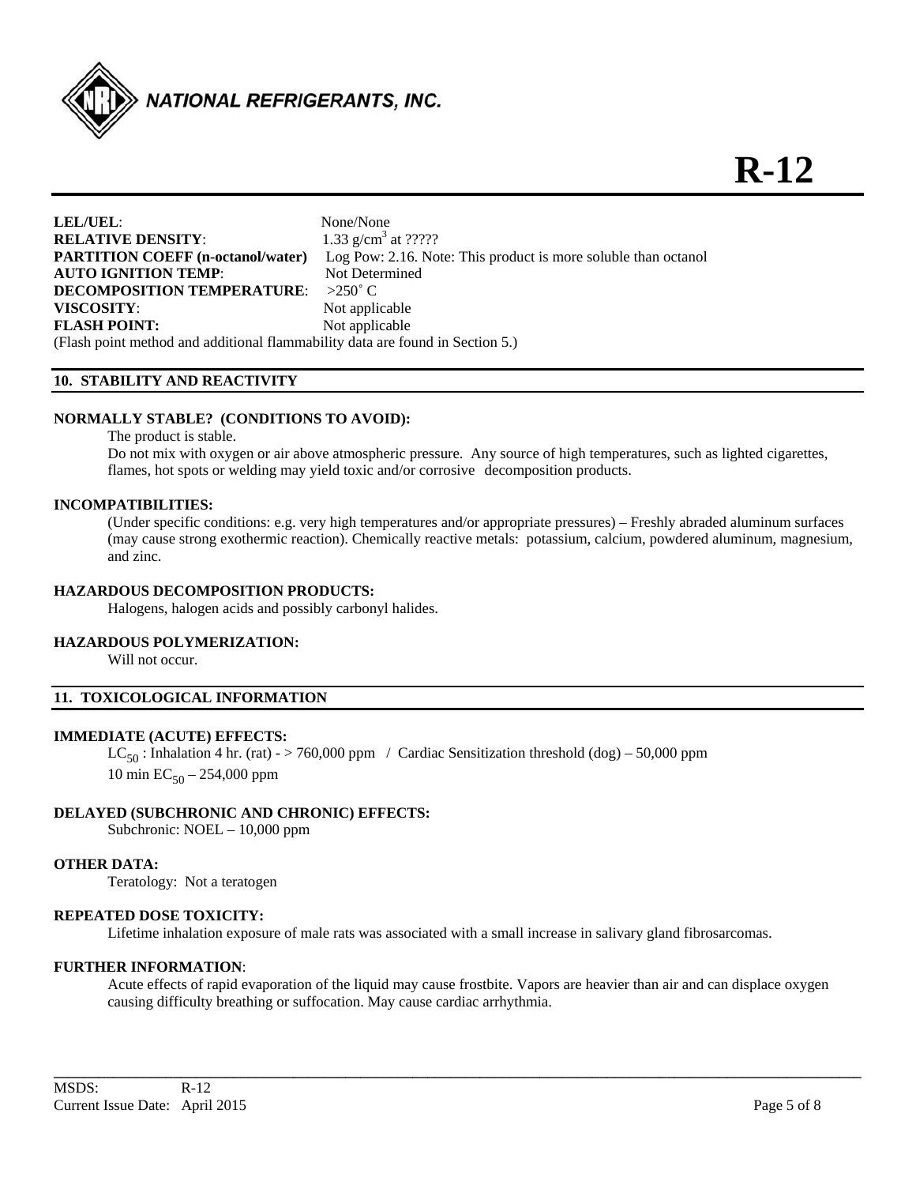**LEL/UEL**: None/None
**RELATIVE DENSITY**: 1.33 g/cm$^3$ at ?????
**PARTITION COEFF (n-octanol/water)** Log Pow: 2.16. Note: This product is more soluble than octanol
**AUTO IGNITION TEMP**: Not Determined
**DECOMPOSITION TEMPERATURE**: >250˚ C
**VISCOSITY**: Not applicable
**FLASH POINT:** Not applicable
(Flash point method and additional flammability data are found in Section 5.)

## 10. STABILITY AND REACTIVITY

**NORMALLY STABLE? (CONDITIONS TO AVOID):**

The product is stable.
Do not mix with oxygen or air above atmospheric pressure. Any source of high temperatures, such as lighted cigarettes, flames, hot spots or welding may yield toxic and/or corrosive decomposition products.

**INCOMPATIBILITIES:**

(Under specific conditions: e.g. very high temperatures and/or appropriate pressures) – Freshly abraded aluminum surfaces (may cause strong exothermic reaction). Chemically reactive metals: potassium, calcium, powdered aluminum, magnesium, and zinc.

**HAZARDOUS DECOMPOSITION PRODUCTS:**

Halogens, halogen acids and possibly carbonyl halides.

**HAZARDOUS POLYMERIZATION:**

Will not occur.

## 11. TOXICOLOGICAL INFORMATION

**IMMEDIATE (ACUTE) EFFECTS:**

$LC_{50}$ : Inhalation 4 hr. (rat) - > 760,000 ppm / Cardiac Sensitization threshold (dog) – 50,000 ppm
10 min $EC_{50}$ – 254,000 ppm

**DELAYED (SUBCHRONIC AND CHRONIC) EFFECTS:**

Subchronic: NOEL – 10,000 ppm

**OTHER DATA:**

Teratology: Not a teratogen

**REPEATED DOSE TOXICITY:**

Lifetime inhalation exposure of male rats was associated with a small increase in salivary gland fibrosarcomas.

**FURTHER INFORMATION**:

Acute effects of rapid evaporation of the liquid may cause frostbite. Vapors are heavier than air and can displace oxygen causing difficulty breathing or suffocation. May cause cardiac arrhythmia.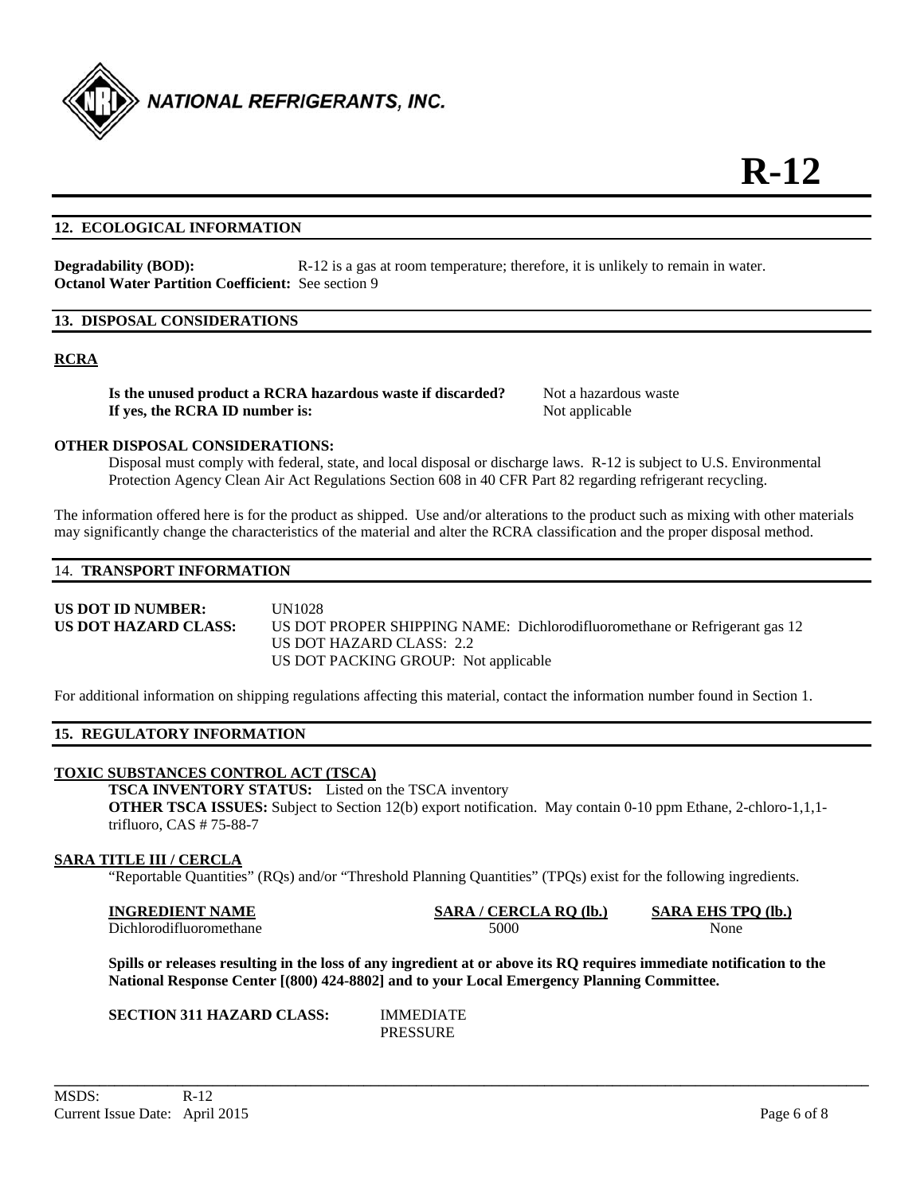## 12. ECOLOGICAL INFORMATION

**Degradability (BOD):** R-12 is a gas at room temperature; therefore, it is unlikely to remain in water.
**Octanol Water Partition Coefficient:** See section 9

## 13. DISPOSAL CONSIDERATIONS

### RCRA

**Is the unused product a RCRA hazardous waste if discarded?** Not a hazardous waste
**If yes, the RCRA ID number is:** Not applicable

**OTHER DISPOSAL CONSIDERATIONS:**
Disposal must comply with federal, state, and local disposal or discharge laws. R-12 is subject to U.S. Environmental Protection Agency Clean Air Act Regulations Section 608 in 40 CFR Part 82 regarding refrigerant recycling.

The information offered here is for the product as shipped. Use and/or alterations to the product such as mixing with other materials may significantly change the characteristics of the material and alter the RCRA classification and the proper disposal method.

## 14. TRANSPORT INFORMATION

**US DOT ID NUMBER:** UN1028
**US DOT HAZARD CLASS:** US DOT PROPER SHIPPING NAME: Dichlorodifluoromethane or Refrigerant gas 12
US DOT HAZARD CLASS: 2.2
US DOT PACKING GROUP: Not applicable

For additional information on shipping regulations affecting this material, contact the information number found in Section 1.

## 15. REGULATORY INFORMATION

### TOXIC SUBSTANCES CONTROL ACT (TSCA)

**TSCA INVENTORY STATUS:** Listed on the TSCA inventory
**OTHER TSCA ISSUES:** Subject to Section 12(b) export notification. May contain 0-10 ppm Ethane, 2-chloro-1,1,1-trifluoro, CAS # 75-88-7

### SARA TITLE III / CERCLA

"Reportable Quantities" (RQs) and/or "Threshold Planning Quantities" (TPQs) exist for the following ingredients.

| INGREDIENT NAME | SARA / CERCLA RQ (lb.) | SARA EHS TPQ (lb.) |
|---|---|---|
| Dichlorodifluoromethane | 5000 | None |

**Spills or releases resulting in the loss of any ingredient at or above its RQ requires immediate notification to the National Response Center [(800) 424-8802] and to your Local Emergency Planning Committee.**

**SECTION 311 HAZARD CLASS:** IMMEDIATE
PRESSURE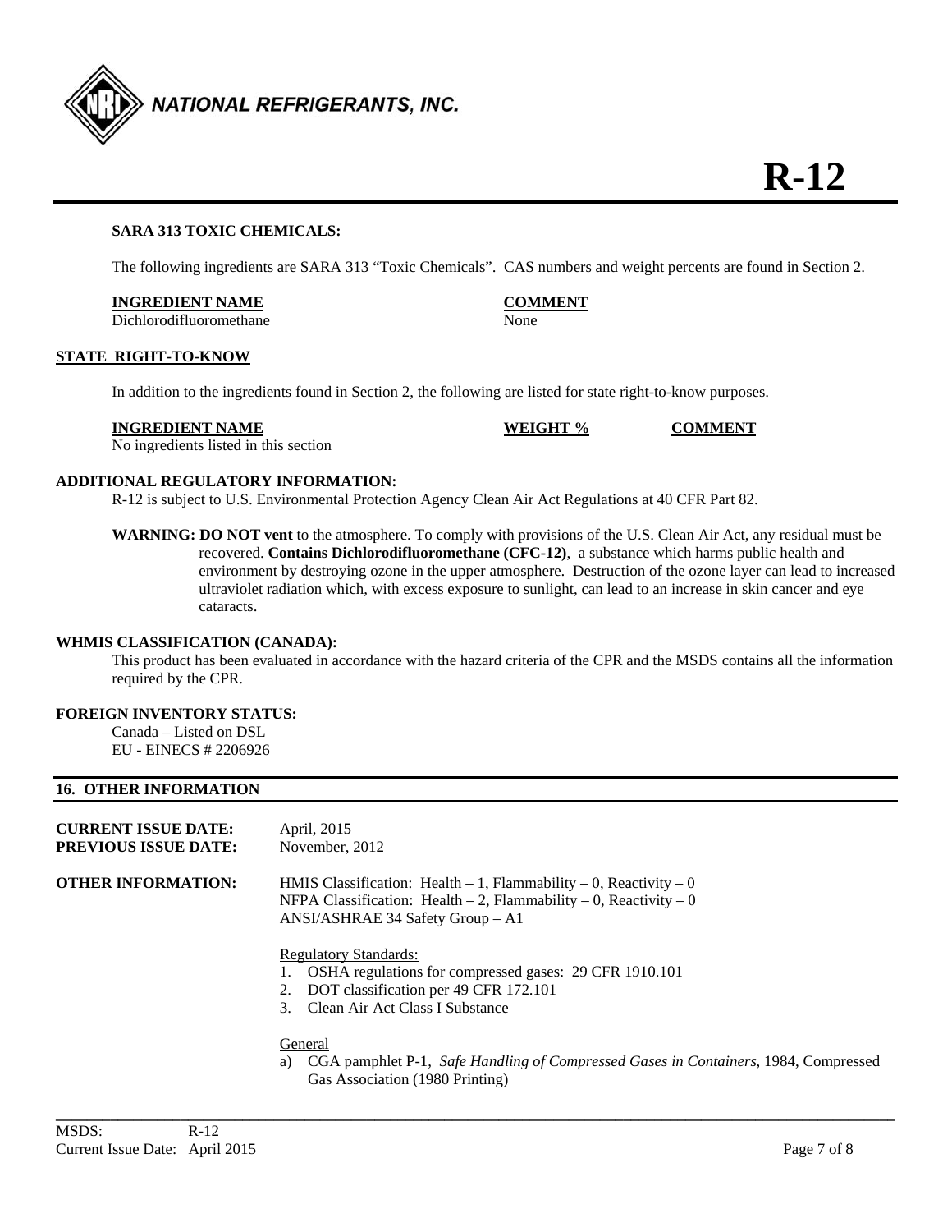### SARA 313 TOXIC CHEMICALS:

The following ingredients are SARA 313 "Toxic Chemicals". CAS numbers and weight percents are found in Section 2.

| INGREDIENT NAME | COMMENT |
|---|---|
| Dichlorodifluoromethane | None |

### STATE RIGHT-TO-KNOW

In addition to the ingredients found in Section 2, the following are listed for state right-to-know purposes.

| INGREDIENT NAME | WEIGHT % | COMMENT |
|---|---|---|
| No ingredients listed in this section | | |

### ADDITIONAL REGULATORY INFORMATION:

R-12 is subject to U.S. Environmental Protection Agency Clean Air Act Regulations at 40 CFR Part 82.

**WARNING: DO NOT vent** to the atmosphere. To comply with provisions of the U.S. Clean Air Act, any residual must be recovered. **Contains Dichlorodifluoromethane (CFC-12)**, a substance which harms public health and environment by destroying ozone in the upper atmosphere. Destruction of the ozone layer can lead to increased ultraviolet radiation which, with excess exposure to sunlight, can lead to an increase in skin cancer and eye cataracts.

### WHMIS CLASSIFICATION (CANADA):

This product has been evaluated in accordance with the hazard criteria of the CPR and the MSDS contains all the information required by the CPR.

### FOREIGN INVENTORY STATUS:

Canada – Listed on DSL
EU - EINECS # 2206926

## 16. OTHER INFORMATION

**CURRENT ISSUE DATE:** April, 2015
**PREVIOUS ISSUE DATE:** November, 2012

**OTHER INFORMATION:**

HMIS Classification: Health – 1, Flammability – 0, Reactivity – 0
NFPA Classification: Health – 2, Flammability – 0, Reactivity – 0
ANSI/ASHRAE 34 Safety Group – A1

Regulatory Standards:

1. OSHA regulations for compressed gases: 29 CFR 1910.101
2. DOT classification per 49 CFR 172.101
3. Clean Air Act Class I Substance

General

a) CGA pamphlet P-1, *Safe Handling of Compressed Gases in Containers*, 1984, Compressed Gas Association (1980 Printing)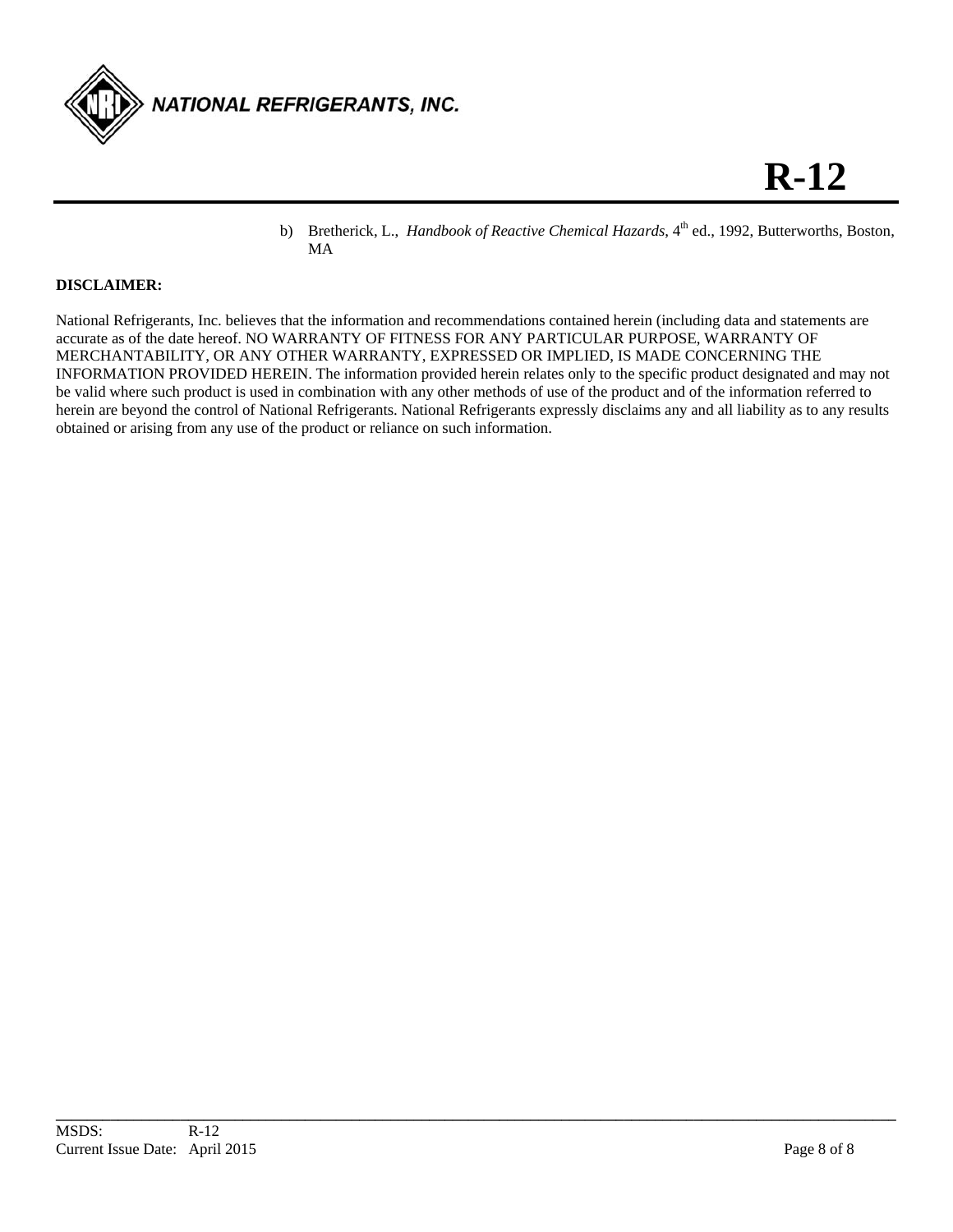b) Bretherick, L., *Handbook of Reactive Chemical Hazards*, 4th ed., 1992, Butterworths, Boston, MA

**DISCLAIMER:**

National Refrigerants, Inc. believes that the information and recommendations contained herein (including data and statements are accurate as of the date hereof. NO WARRANTY OF FITNESS FOR ANY PARTICULAR PURPOSE, WARRANTY OF MERCHANTABILITY, OR ANY OTHER WARRANTY, EXPRESSED OR IMPLIED, IS MADE CONCERNING THE INFORMATION PROVIDED HEREIN. The information provided herein relates only to the specific product designated and may not be valid where such product is used in combination with any other methods of use of the product and of the information referred to herein are beyond the control of National Refrigerants. National Refrigerants expressly disclaims any and all liability as to any results obtained or arising from any use of the product or reliance on such information.